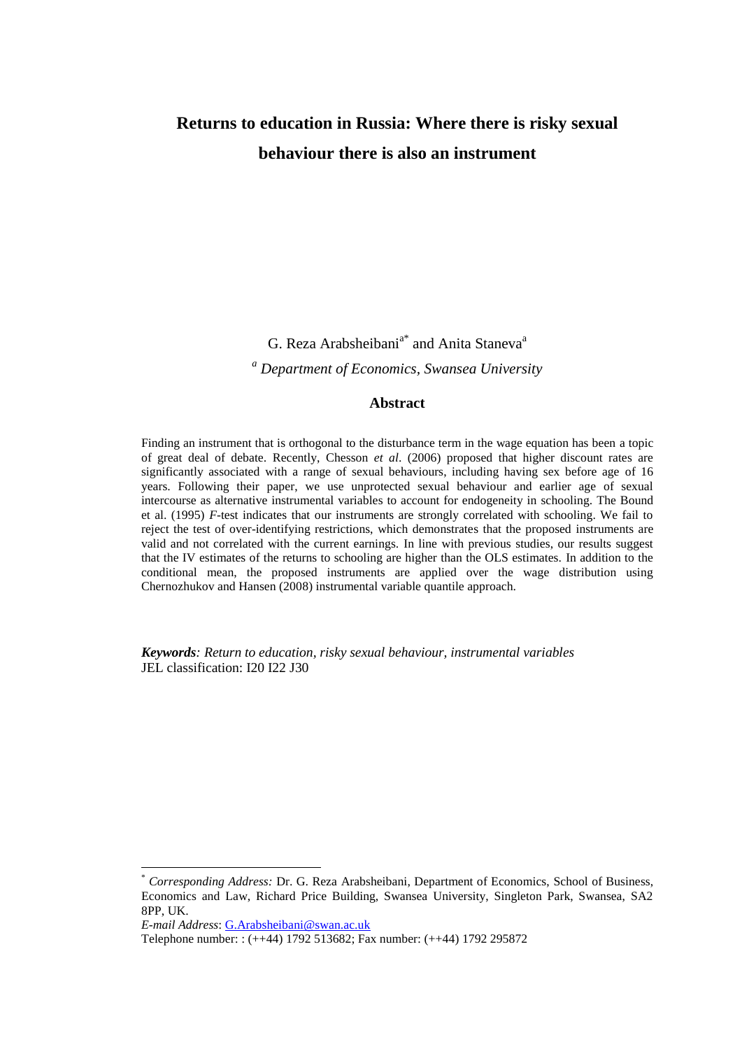# Returns to education in Russia: Where there is risky sexual behaviour there is also an instrument

G. Reza Arabsheibani[a*] and Anita Staneva[a]

[a] *Department of Economics, Swansea University*

## Abstract

Finding an instrument that is orthogonal to the disturbance term in the wage equation has been a topic of great deal of debate. Recently, Chesson *et al*. (2006) proposed that higher discount rates are significantly associated with a range of sexual behaviours, including having sex before age of 16 years. Following their paper, we use unprotected sexual behaviour and earlier age of sexual intercourse as alternative instrumental variables to account for endogeneity in schooling. The Bound et al. (1995) *F*-test indicates that our instruments are strongly correlated with schooling. We fail to reject the test of over-identifying restrictions, which demonstrates that the proposed instruments are valid and not correlated with the current earnings. In line with previous studies, our results suggest that the IV estimates of the returns to schooling are higher than the OLS estimates. In addition to the conditional mean, the proposed instruments are applied over the wage distribution using Chernozhukov and Hansen (2008) instrumental variable quantile approach.

***Keywords****: Return to education, risky sexual behaviour, instrumental variables*
JEL classification: I20 I22 J30

---

[*] *Corresponding Address:* Dr. G. Reza Arabsheibani, Department of Economics, School of Business, Economics and Law, Richard Price Building, Swansea University, Singleton Park, Swansea, SA2 8PP, UK.

*E-mail Address*: G.Arabsheibani@swan.ac.uk

Telephone number: : (++44) 1792 513682; Fax number: (++44) 1792 295872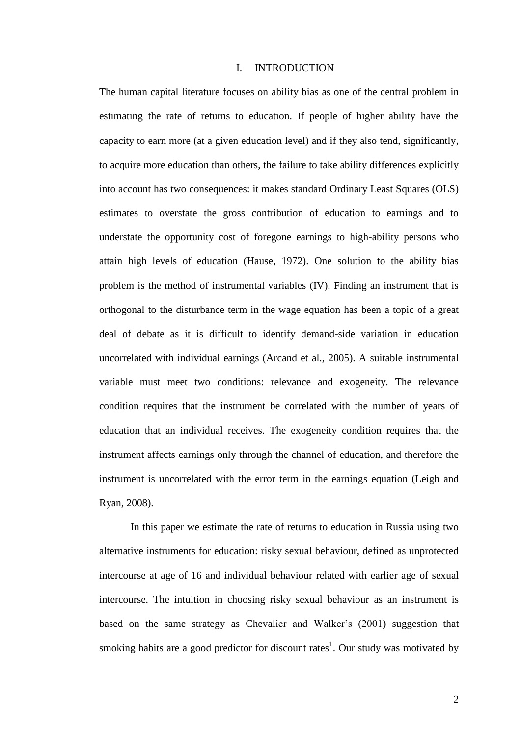# I. INTRODUCTION

The human capital literature focuses on ability bias as one of the central problem in estimating the rate of returns to education. If people of higher ability have the capacity to earn more (at a given education level) and if they also tend, significantly, to acquire more education than others, the failure to take ability differences explicitly into account has two consequences: it makes standard Ordinary Least Squares (OLS) estimates to overstate the gross contribution of education to earnings and to understate the opportunity cost of foregone earnings to high-ability persons who attain high levels of education (Hause, 1972). One solution to the ability bias problem is the method of instrumental variables (IV). Finding an instrument that is orthogonal to the disturbance term in the wage equation has been a topic of a great deal of debate as it is difficult to identify demand-side variation in education uncorrelated with individual earnings (Arcand et al., 2005). A suitable instrumental variable must meet two conditions: relevance and exogeneity. The relevance condition requires that the instrument be correlated with the number of years of education that an individual receives. The exogeneity condition requires that the instrument affects earnings only through the channel of education, and therefore the instrument is uncorrelated with the error term in the earnings equation (Leigh and Ryan, 2008).

In this paper we estimate the rate of returns to education in Russia using two alternative instruments for education: risky sexual behaviour, defined as unprotected intercourse at age of 16 and individual behaviour related with earlier age of sexual intercourse. The intuition in choosing risky sexual behaviour as an instrument is based on the same strategy as Chevalier and Walker's (2001) suggestion that smoking habits are a good predictor for discount rates[1]. Our study was motivated by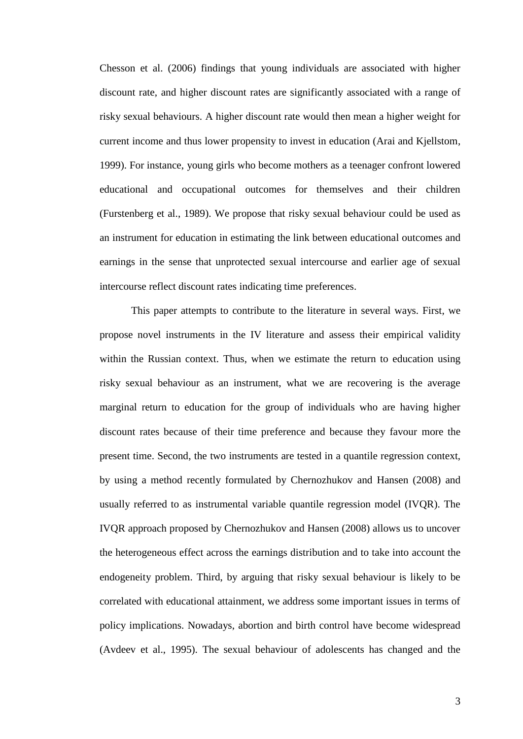Chesson et al. (2006) findings that young individuals are associated with higher discount rate, and higher discount rates are significantly associated with a range of risky sexual behaviours. A higher discount rate would then mean a higher weight for current income and thus lower propensity to invest in education (Arai and Kjellstom, 1999). For instance, young girls who become mothers as a teenager confront lowered educational and occupational outcomes for themselves and their children (Furstenberg et al., 1989). We propose that risky sexual behaviour could be used as an instrument for education in estimating the link between educational outcomes and earnings in the sense that unprotected sexual intercourse and earlier age of sexual intercourse reflect discount rates indicating time preferences.

This paper attempts to contribute to the literature in several ways. First, we propose novel instruments in the IV literature and assess their empirical validity within the Russian context. Thus, when we estimate the return to education using risky sexual behaviour as an instrument, what we are recovering is the average marginal return to education for the group of individuals who are having higher discount rates because of their time preference and because they favour more the present time. Second, the two instruments are tested in a quantile regression context, by using a method recently formulated by Chernozhukov and Hansen (2008) and usually referred to as instrumental variable quantile regression model (IVQR). The IVQR approach proposed by Chernozhukov and Hansen (2008) allows us to uncover the heterogeneous effect across the earnings distribution and to take into account the endogeneity problem. Third, by arguing that risky sexual behaviour is likely to be correlated with educational attainment, we address some important issues in terms of policy implications. Nowadays, abortion and birth control have become widespread (Avdeev et al., 1995). The sexual behaviour of adolescents has changed and the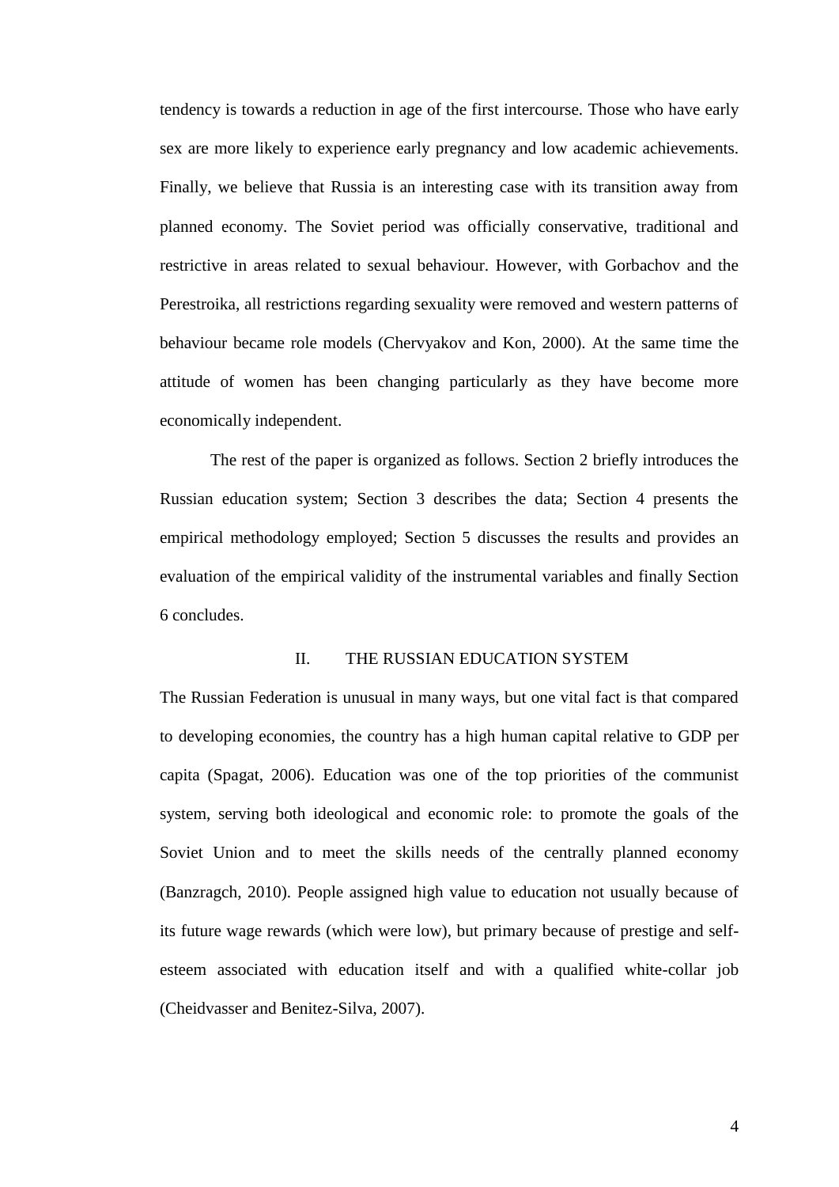tendency is towards a reduction in age of the first intercourse. Those who have early sex are more likely to experience early pregnancy and low academic achievements. Finally, we believe that Russia is an interesting case with its transition away from planned economy. The Soviet period was officially conservative, traditional and restrictive in areas related to sexual behaviour. However, with Gorbachov and the Perestroika, all restrictions regarding sexuality were removed and western patterns of behaviour became role models (Chervyakov and Kon, 2000). At the same time the attitude of women has been changing particularly as they have become more economically independent.

The rest of the paper is organized as follows. Section 2 briefly introduces the Russian education system; Section 3 describes the data; Section 4 presents the empirical methodology employed; Section 5 discusses the results and provides an evaluation of the empirical validity of the instrumental variables and finally Section 6 concludes.

## II. THE RUSSIAN EDUCATION SYSTEM

The Russian Federation is unusual in many ways, but one vital fact is that compared to developing economies, the country has a high human capital relative to GDP per capita (Spagat, 2006). Education was one of the top priorities of the communist system, serving both ideological and economic role: to promote the goals of the Soviet Union and to meet the skills needs of the centrally planned economy (Banzragch, 2010). People assigned high value to education not usually because of its future wage rewards (which were low), but primary because of prestige and self-esteem associated with education itself and with a qualified white-collar job (Cheidvasser and Benitez-Silva, 2007).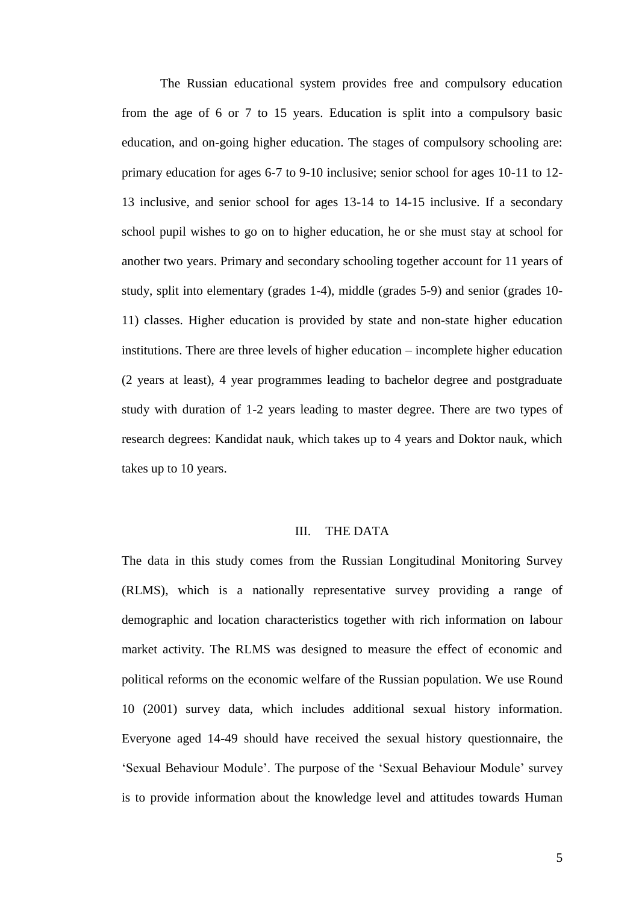The Russian educational system provides free and compulsory education from the age of 6 or 7 to 15 years. Education is split into a compulsory basic education, and on-going higher education. The stages of compulsory schooling are: primary education for ages 6-7 to 9-10 inclusive; senior school for ages 10-11 to 12-13 inclusive, and senior school for ages 13-14 to 14-15 inclusive. If a secondary school pupil wishes to go on to higher education, he or she must stay at school for another two years. Primary and secondary schooling together account for 11 years of study, split into elementary (grades 1-4), middle (grades 5-9) and senior (grades 10-11) classes. Higher education is provided by state and non-state higher education institutions. There are three levels of higher education – incomplete higher education (2 years at least), 4 year programmes leading to bachelor degree and postgraduate study with duration of 1-2 years leading to master degree. There are two types of research degrees: Kandidat nauk, which takes up to 4 years and Doktor nauk, which takes up to 10 years.

## III. THE DATA

The data in this study comes from the Russian Longitudinal Monitoring Survey (RLMS), which is a nationally representative survey providing a range of demographic and location characteristics together with rich information on labour market activity. The RLMS was designed to measure the effect of economic and political reforms on the economic welfare of the Russian population. We use Round 10 (2001) survey data, which includes additional sexual history information. Everyone aged 14-49 should have received the sexual history questionnaire, the 'Sexual Behaviour Module'. The purpose of the 'Sexual Behaviour Module' survey is to provide information about the knowledge level and attitudes towards Human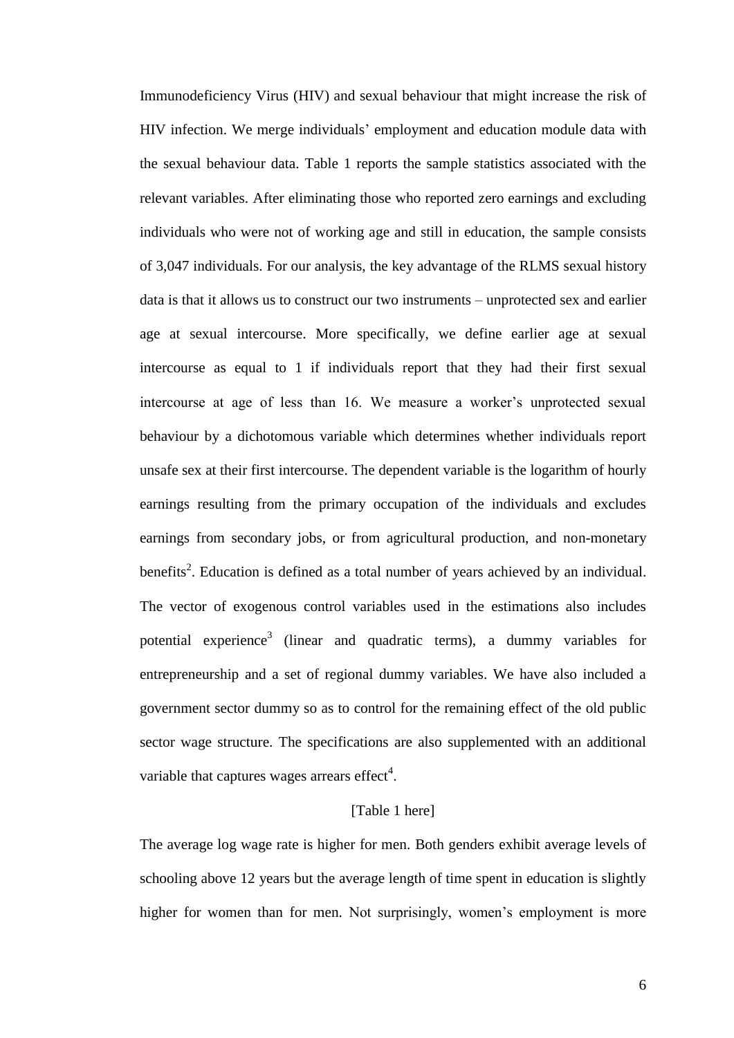Immunodeficiency Virus (HIV) and sexual behaviour that might increase the risk of HIV infection. We merge individuals' employment and education module data with the sexual behaviour data. Table 1 reports the sample statistics associated with the relevant variables. After eliminating those who reported zero earnings and excluding individuals who were not of working age and still in education, the sample consists of 3,047 individuals. For our analysis, the key advantage of the RLMS sexual history data is that it allows us to construct our two instruments – unprotected sex and earlier age at sexual intercourse. More specifically, we define earlier age at sexual intercourse as equal to 1 if individuals report that they had their first sexual intercourse at age of less than 16. We measure a worker's unprotected sexual behaviour by a dichotomous variable which determines whether individuals report unsafe sex at their first intercourse. The dependent variable is the logarithm of hourly earnings resulting from the primary occupation of the individuals and excludes earnings from secondary jobs, or from agricultural production, and non-monetary benefits[2]. Education is defined as a total number of years achieved by an individual. The vector of exogenous control variables used in the estimations also includes potential experience[3] (linear and quadratic terms), a dummy variables for entrepreneurship and a set of regional dummy variables. We have also included a government sector dummy so as to control for the remaining effect of the old public sector wage structure. The specifications are also supplemented with an additional variable that captures wages arrears effect[4].

[Table 1 here]

The average log wage rate is higher for men. Both genders exhibit average levels of schooling above 12 years but the average length of time spent in education is slightly higher for women than for men. Not surprisingly, women's employment is more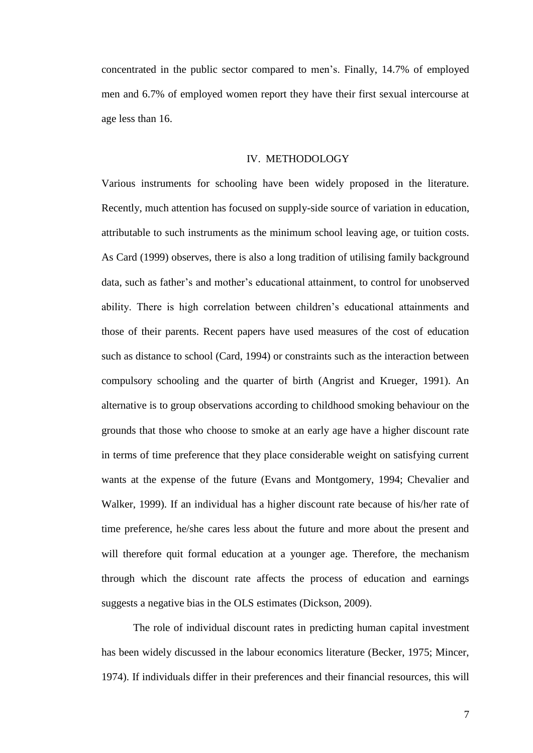concentrated in the public sector compared to men's. Finally, 14.7% of employed men and 6.7% of employed women report they have their first sexual intercourse at age less than 16.

## IV. METHODOLOGY

Various instruments for schooling have been widely proposed in the literature. Recently, much attention has focused on supply-side source of variation in education, attributable to such instruments as the minimum school leaving age, or tuition costs. As Card (1999) observes, there is also a long tradition of utilising family background data, such as father's and mother's educational attainment, to control for unobserved ability. There is high correlation between children's educational attainments and those of their parents. Recent papers have used measures of the cost of education such as distance to school (Card, 1994) or constraints such as the interaction between compulsory schooling and the quarter of birth (Angrist and Krueger, 1991). An alternative is to group observations according to childhood smoking behaviour on the grounds that those who choose to smoke at an early age have a higher discount rate in terms of time preference that they place considerable weight on satisfying current wants at the expense of the future (Evans and Montgomery, 1994; Chevalier and Walker, 1999). If an individual has a higher discount rate because of his/her rate of time preference, he/she cares less about the future and more about the present and will therefore quit formal education at a younger age. Therefore, the mechanism through which the discount rate affects the process of education and earnings suggests a negative bias in the OLS estimates (Dickson, 2009).

The role of individual discount rates in predicting human capital investment has been widely discussed in the labour economics literature (Becker, 1975; Mincer, 1974). If individuals differ in their preferences and their financial resources, this will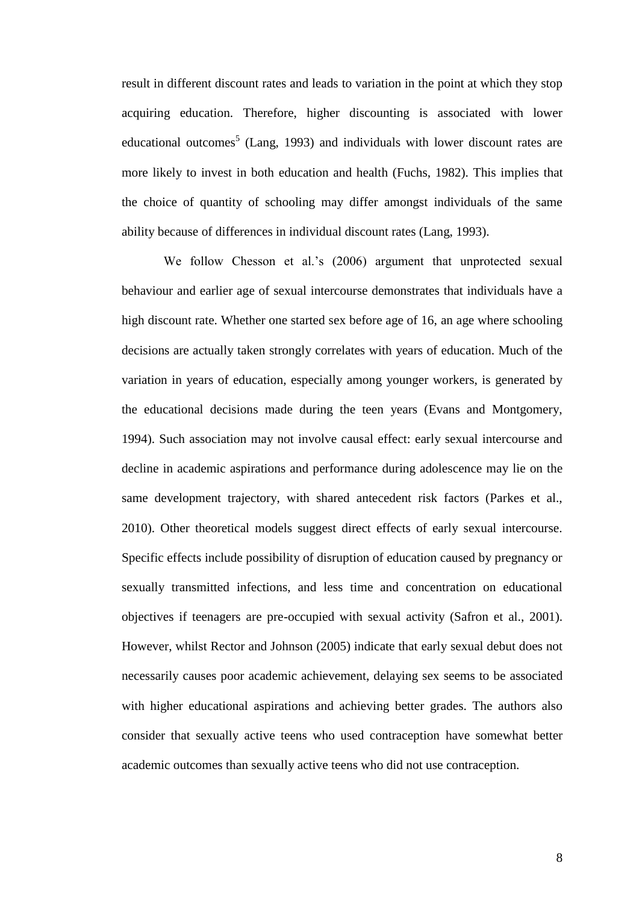result in different discount rates and leads to variation in the point at which they stop acquiring education. Therefore, higher discounting is associated with lower educational outcomes[5] (Lang, 1993) and individuals with lower discount rates are more likely to invest in both education and health (Fuchs, 1982). This implies that the choice of quantity of schooling may differ amongst individuals of the same ability because of differences in individual discount rates (Lang, 1993).

We follow Chesson et al.'s (2006) argument that unprotected sexual behaviour and earlier age of sexual intercourse demonstrates that individuals have a high discount rate. Whether one started sex before age of 16, an age where schooling decisions are actually taken strongly correlates with years of education. Much of the variation in years of education, especially among younger workers, is generated by the educational decisions made during the teen years (Evans and Montgomery, 1994). Such association may not involve causal effect: early sexual intercourse and decline in academic aspirations and performance during adolescence may lie on the same development trajectory, with shared antecedent risk factors (Parkes et al., 2010). Other theoretical models suggest direct effects of early sexual intercourse. Specific effects include possibility of disruption of education caused by pregnancy or sexually transmitted infections, and less time and concentration on educational objectives if teenagers are pre-occupied with sexual activity (Safron et al., 2001). However, whilst Rector and Johnson (2005) indicate that early sexual debut does not necessarily causes poor academic achievement, delaying sex seems to be associated with higher educational aspirations and achieving better grades. The authors also consider that sexually active teens who used contraception have somewhat better academic outcomes than sexually active teens who did not use contraception.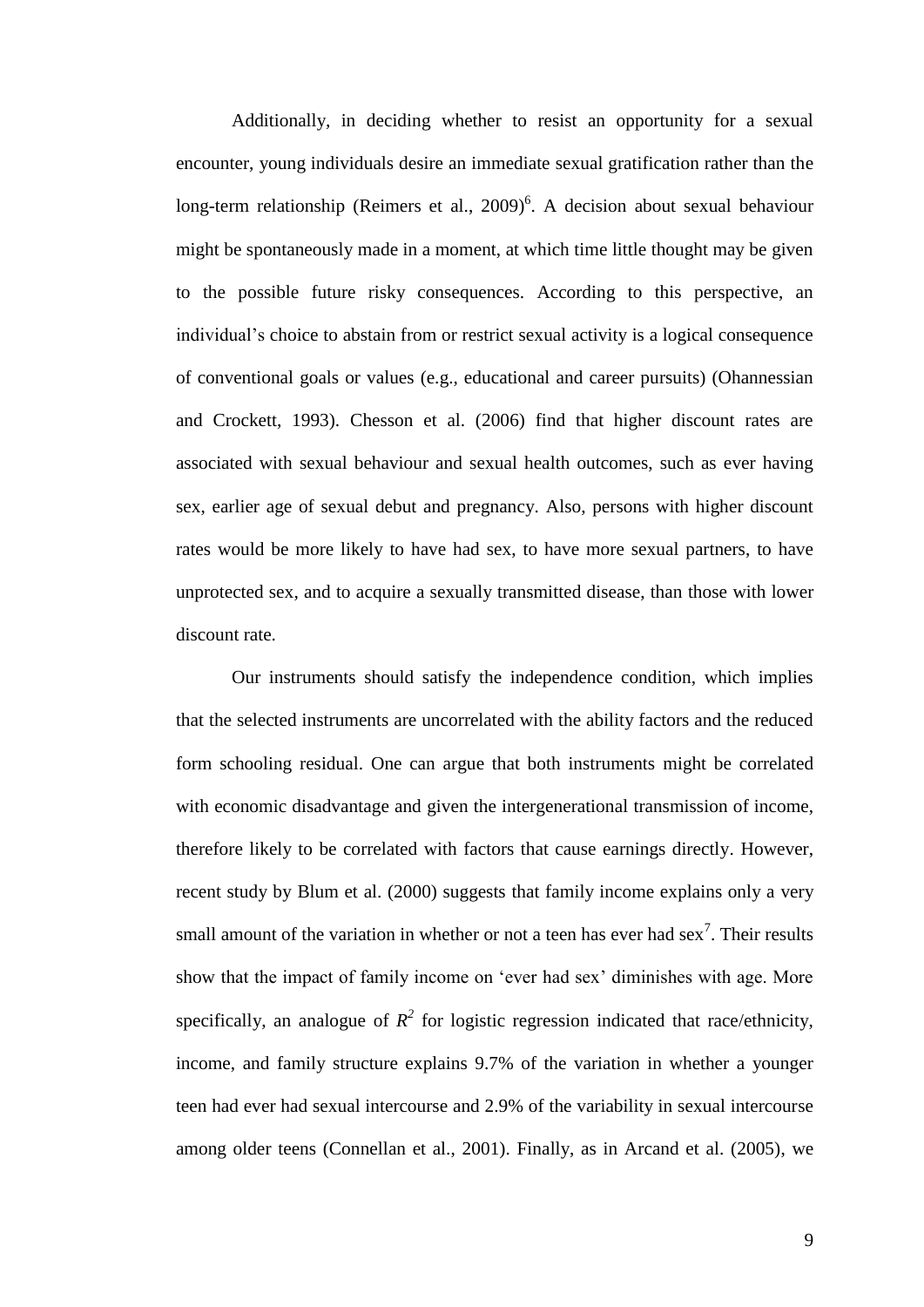Additionally, in deciding whether to resist an opportunity for a sexual encounter, young individuals desire an immediate sexual gratification rather than the long-term relationship (Reimers et al., 2009)[6]. A decision about sexual behaviour might be spontaneously made in a moment, at which time little thought may be given to the possible future risky consequences. According to this perspective, an individual's choice to abstain from or restrict sexual activity is a logical consequence of conventional goals or values (e.g., educational and career pursuits) (Ohannessian and Crockett, 1993). Chesson et al. (2006) find that higher discount rates are associated with sexual behaviour and sexual health outcomes, such as ever having sex, earlier age of sexual debut and pregnancy. Also, persons with higher discount rates would be more likely to have had sex, to have more sexual partners, to have unprotected sex, and to acquire a sexually transmitted disease, than those with lower discount rate.

Our instruments should satisfy the independence condition, which implies that the selected instruments are uncorrelated with the ability factors and the reduced form schooling residual. One can argue that both instruments might be correlated with economic disadvantage and given the intergenerational transmission of income, therefore likely to be correlated with factors that cause earnings directly. However, recent study by Blum et al. (2000) suggests that family income explains only a very small amount of the variation in whether or not a teen has ever had sex[7]. Their results show that the impact of family income on 'ever had sex' diminishes with age. More specifically, an analogue of $R^2$ for logistic regression indicated that race/ethnicity, income, and family structure explains 9.7% of the variation in whether a younger teen had ever had sexual intercourse and 2.9% of the variability in sexual intercourse among older teens (Connellan et al., 2001). Finally, as in Arcand et al. (2005), we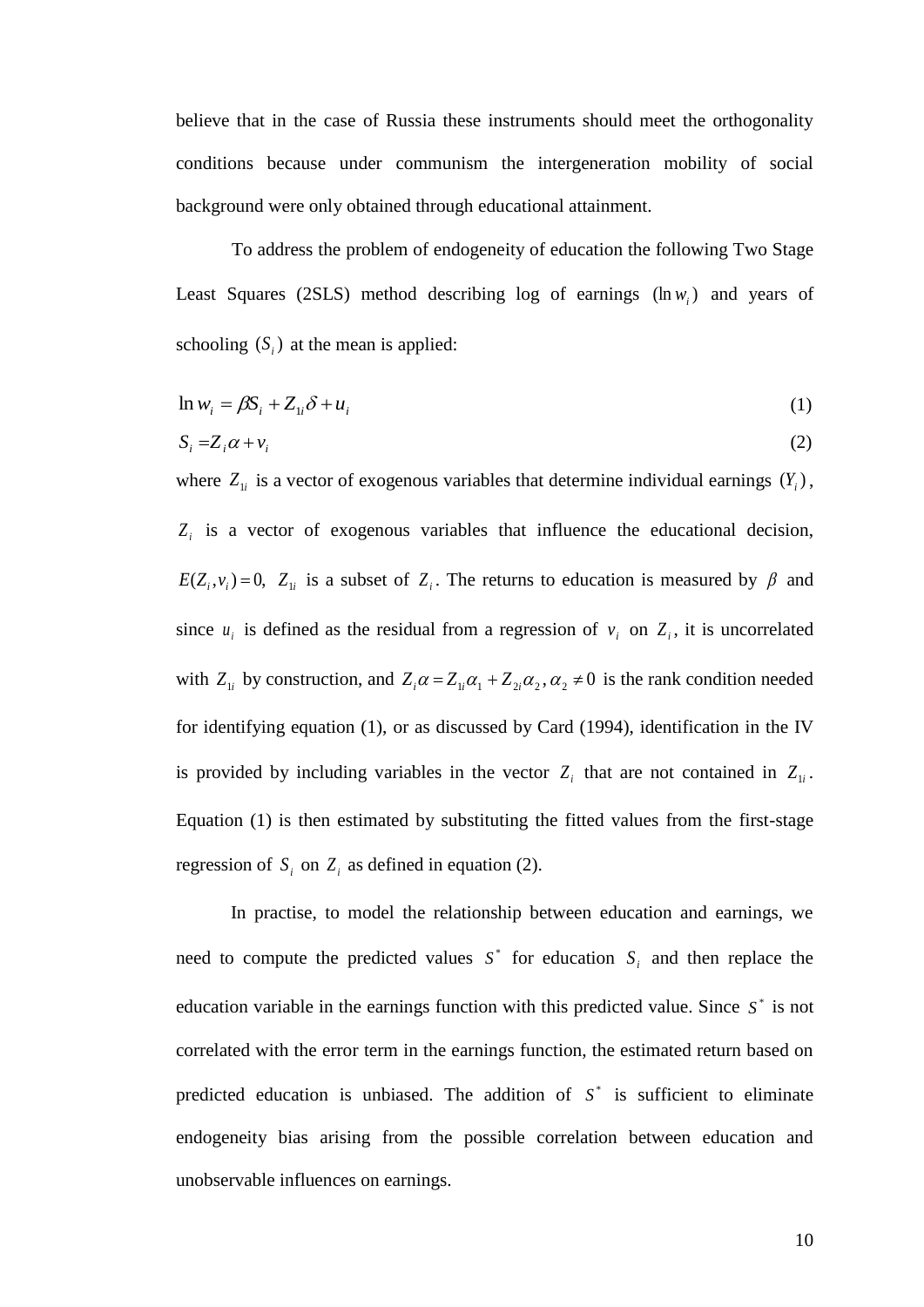believe that in the case of Russia these instruments should meet the orthogonality conditions because under communism the intergeneration mobility of social background were only obtained through educational attainment.

To address the problem of endogeneity of education the following Two Stage Least Squares (2SLS) method describing log of earnings $(\ln w_i)$ and years of schooling $(S_i)$ at the mean is applied:

$$\ln w_i = \beta S_i + Z_{1i}\delta + u_i \tag{1}$$

$$S_i = Z_i \alpha + v_i \tag{2}$$

where $Z_{1i}$ is a vector of exogenous variables that determine individual earnings $(Y_i)$, $Z_i$ is a vector of exogenous variables that influence the educational decision, $E(Z_i, v_i) = 0,\ Z_{1i}$ is a subset of $Z_i$. The returns to education is measured by $\beta$ and since $u_i$ is defined as the residual from a regression of $v_i$ on $Z_i$, it is uncorrelated with $Z_{1i}$ by construction, and $Z_i \alpha = Z_{1i}\alpha_1 + Z_{2i}\alpha_2, \alpha_2 \neq 0$ is the rank condition needed for identifying equation (1), or as discussed by Card (1994), identification in the IV is provided by including variables in the vector $Z_i$ that are not contained in $Z_{1i}$. Equation (1) is then estimated by substituting the fitted values from the first-stage regression of $S_i$ on $Z_i$ as defined in equation (2).

In practise, to model the relationship between education and earnings, we need to compute the predicted values $S^*$ for education $S_i$ and then replace the education variable in the earnings function with this predicted value. Since $S^*$ is not correlated with the error term in the earnings function, the estimated return based on predicted education is unbiased. The addition of $S^*$ is sufficient to eliminate endogeneity bias arising from the possible correlation between education and unobservable influences on earnings.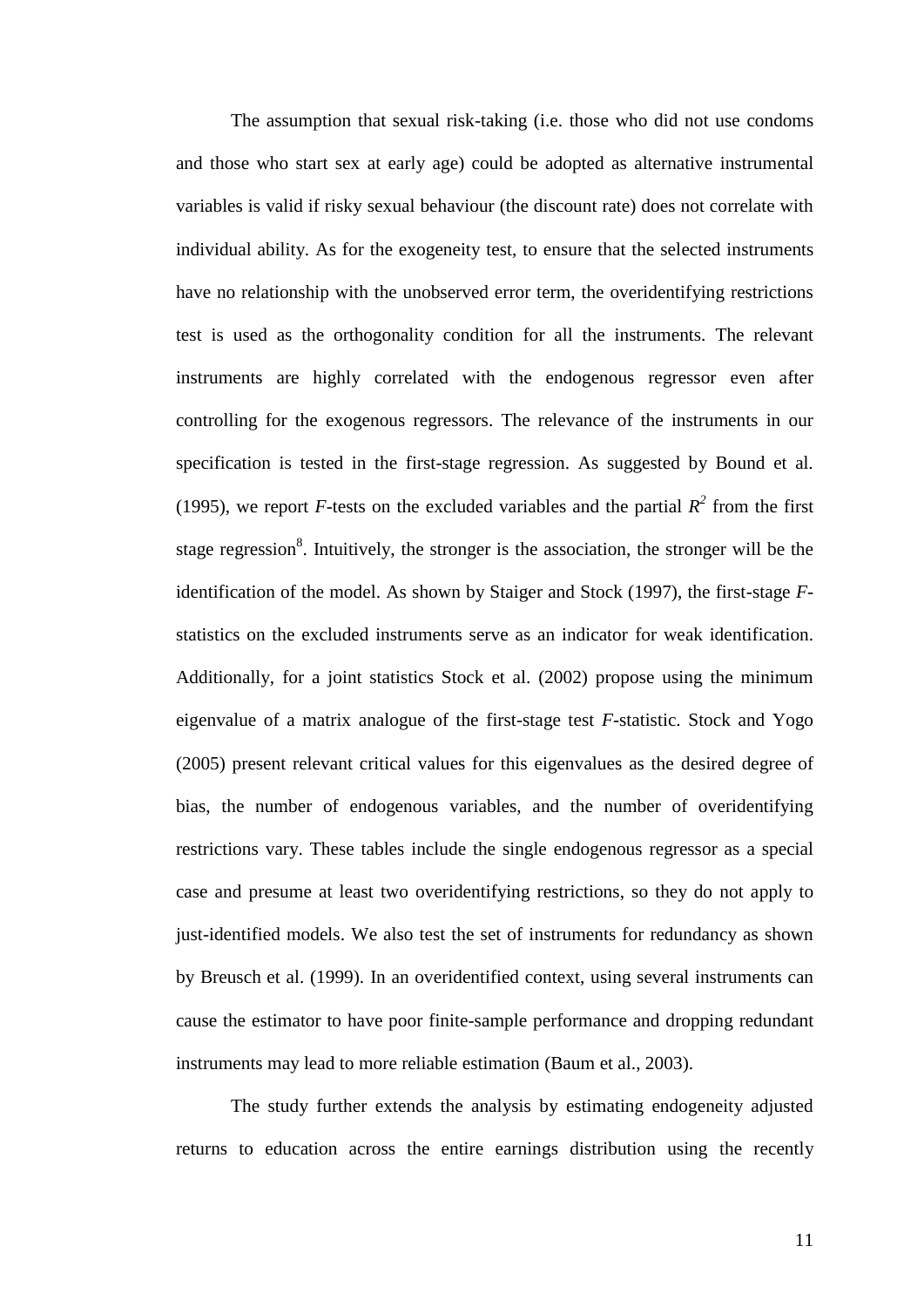The assumption that sexual risk-taking (i.e. those who did not use condoms and those who start sex at early age) could be adopted as alternative instrumental variables is valid if risky sexual behaviour (the discount rate) does not correlate with individual ability. As for the exogeneity test, to ensure that the selected instruments have no relationship with the unobserved error term, the overidentifying restrictions test is used as the orthogonality condition for all the instruments. The relevant instruments are highly correlated with the endogenous regressor even after controlling for the exogenous regressors. The relevance of the instruments in our specification is tested in the first-stage regression. As suggested by Bound et al. (1995), we report *F*-tests on the excluded variables and the partial $R^2$ from the first stage regression[8]. Intuitively, the stronger is the association, the stronger will be the identification of the model. As shown by Staiger and Stock (1997), the first-stage *F*-statistics on the excluded instruments serve as an indicator for weak identification. Additionally, for a joint statistics Stock et al. (2002) propose using the minimum eigenvalue of a matrix analogue of the first-stage test *F*-statistic. Stock and Yogo (2005) present relevant critical values for this eigenvalues as the desired degree of bias, the number of endogenous variables, and the number of overidentifying restrictions vary. These tables include the single endogenous regressor as a special case and presume at least two overidentifying restrictions, so they do not apply to just-identified models. We also test the set of instruments for redundancy as shown by Breusch et al. (1999). In an overidentified context, using several instruments can cause the estimator to have poor finite-sample performance and dropping redundant instruments may lead to more reliable estimation (Baum et al., 2003).

The study further extends the analysis by estimating endogeneity adjusted returns to education across the entire earnings distribution using the recently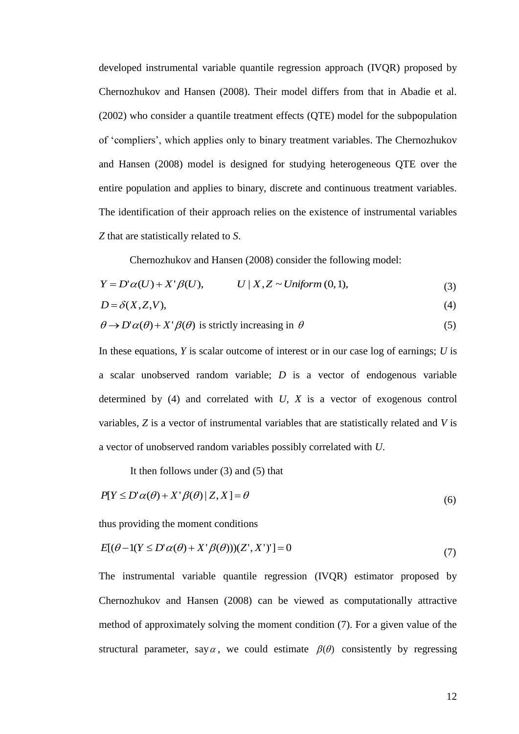developed instrumental variable quantile regression approach (IVQR) proposed by Chernozhukov and Hansen (2008). Their model differs from that in Abadie et al. (2002) who consider a quantile treatment effects (QTE) model for the subpopulation of 'compliers', which applies only to binary treatment variables. The Chernozhukov and Hansen (2008) model is designed for studying heterogeneous QTE over the entire population and applies to binary, discrete and continuous treatment variables. The identification of their approach relies on the existence of instrumental variables *Z* that are statistically related to *S*.

Chernozhukov and Hansen (2008) consider the following model:

$$Y = D'\alpha(U) + X'\beta(U), \qquad U \mid X, Z \sim Uniform\,(0,1), \tag{3}$$

$$D = \delta(X, Z, V), \tag{4}$$

$$\theta \rightarrow D'\alpha(\theta) + X'\beta(\theta) \text{ is strictly increasing in } \theta \tag{5}$$

In these equations, *Y* is scalar outcome of interest or in our case log of earnings; *U* is a scalar unobserved random variable; *D* is a vector of endogenous variable determined by (4) and correlated with *U*, *X* is a vector of exogenous control variables, *Z* is a vector of instrumental variables that are statistically related and *V* is a vector of unobserved random variables possibly correlated with *U*.

It then follows under (3) and (5) that

$$P[Y \leq D'\alpha(\theta) + X'\beta(\theta) \mid Z, X] = \theta \tag{6}$$

thus providing the moment conditions

$$E[(\theta - 1(Y \leq D'\alpha(\theta) + X'\beta(\theta)))(Z', X')'] = 0 \tag{7}$$

The instrumental variable quantile regression (IVQR) estimator proposed by Chernozhukov and Hansen (2008) can be viewed as computationally attractive method of approximately solving the moment condition (7). For a given value of the structural parameter, say $\alpha$, we could estimate $\beta(\theta)$ consistently by regressing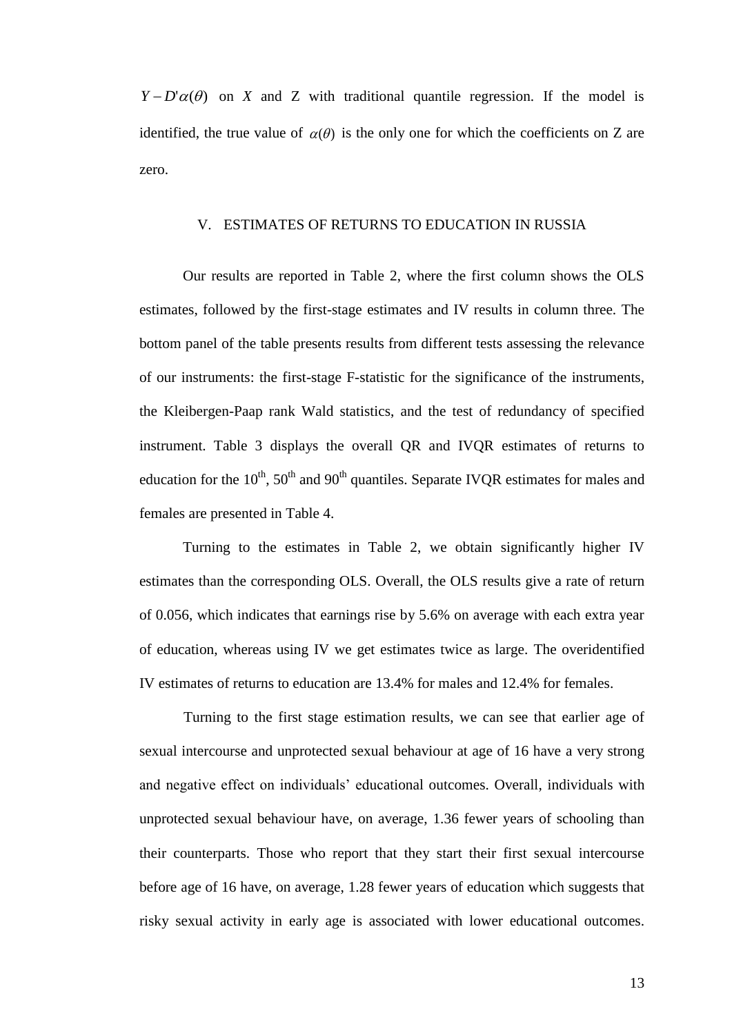$Y - D'\alpha(\theta)$ on $X$ and Z with traditional quantile regression. If the model is identified, the true value of $\alpha(\theta)$ is the only one for which the coefficients on Z are zero.

## V. ESTIMATES OF RETURNS TO EDUCATION IN RUSSIA

Our results are reported in Table 2, where the first column shows the OLS estimates, followed by the first-stage estimates and IV results in column three. The bottom panel of the table presents results from different tests assessing the relevance of our instruments: the first-stage F-statistic for the significance of the instruments, the Kleibergen-Paap rank Wald statistics, and the test of redundancy of specified instrument. Table 3 displays the overall QR and IVQR estimates of returns to education for the $10^{th}$, $50^{th}$ and $90^{th}$ quantiles. Separate IVQR estimates for males and females are presented in Table 4.

Turning to the estimates in Table 2, we obtain significantly higher IV estimates than the corresponding OLS. Overall, the OLS results give a rate of return of 0.056, which indicates that earnings rise by 5.6% on average with each extra year of education, whereas using IV we get estimates twice as large. The overidentified IV estimates of returns to education are 13.4% for males and 12.4% for females.

Turning to the first stage estimation results, we can see that earlier age of sexual intercourse and unprotected sexual behaviour at age of 16 have a very strong and negative effect on individuals' educational outcomes. Overall, individuals with unprotected sexual behaviour have, on average, 1.36 fewer years of schooling than their counterparts. Those who report that they start their first sexual intercourse before age of 16 have, on average, 1.28 fewer years of education which suggests that risky sexual activity in early age is associated with lower educational outcomes.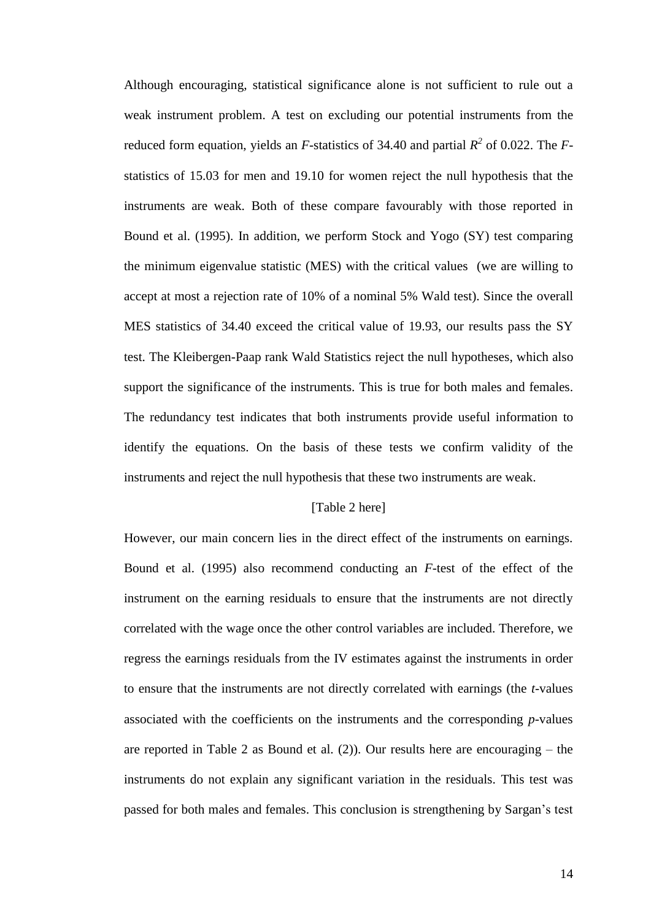Although encouraging, statistical significance alone is not sufficient to rule out a weak instrument problem. A test on excluding our potential instruments from the reduced form equation, yields an *F*-statistics of 34.40 and partial $R^2$ of 0.022. The *F*-statistics of 15.03 for men and 19.10 for women reject the null hypothesis that the instruments are weak. Both of these compare favourably with those reported in Bound et al. (1995). In addition, we perform Stock and Yogo (SY) test comparing the minimum eigenvalue statistic (MES) with the critical values (we are willing to accept at most a rejection rate of 10% of a nominal 5% Wald test). Since the overall MES statistics of 34.40 exceed the critical value of 19.93, our results pass the SY test. The Kleibergen-Paap rank Wald Statistics reject the null hypotheses, which also support the significance of the instruments. This is true for both males and females. The redundancy test indicates that both instruments provide useful information to identify the equations. On the basis of these tests we confirm validity of the instruments and reject the null hypothesis that these two instruments are weak.

[Table 2 here]

However, our main concern lies in the direct effect of the instruments on earnings. Bound et al. (1995) also recommend conducting an *F*-test of the effect of the instrument on the earning residuals to ensure that the instruments are not directly correlated with the wage once the other control variables are included. Therefore, we regress the earnings residuals from the IV estimates against the instruments in order to ensure that the instruments are not directly correlated with earnings (the *t*-values associated with the coefficients on the instruments and the corresponding *p*-values are reported in Table 2 as Bound et al. (2)). Our results here are encouraging – the instruments do not explain any significant variation in the residuals. This test was passed for both males and females. This conclusion is strengthening by Sargan's test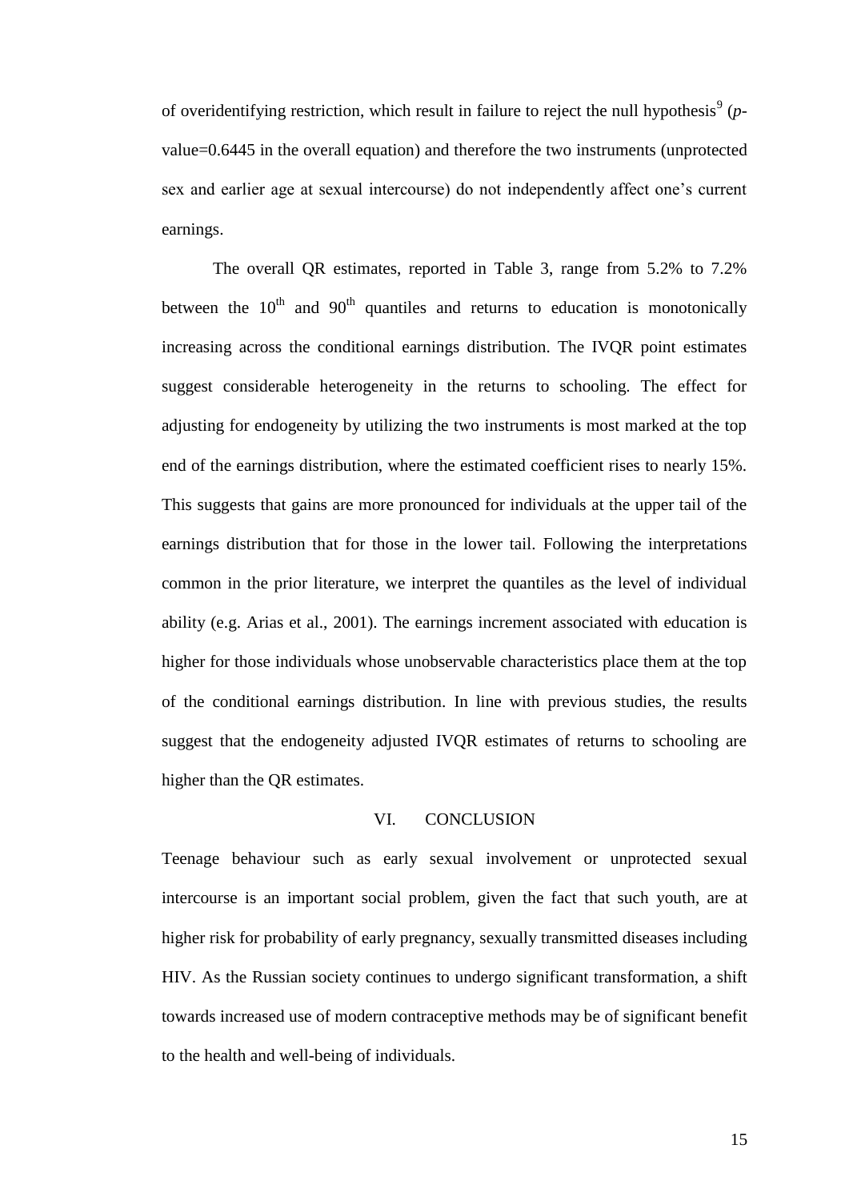of overidentifying restriction, which result in failure to reject the null hypothesis[9] (*p*-value=0.6445 in the overall equation) and therefore the two instruments (unprotected sex and earlier age at sexual intercourse) do not independently affect one's current earnings.

The overall QR estimates, reported in Table 3, range from 5.2% to 7.2% between the 10th and 90th quantiles and returns to education is monotonically increasing across the conditional earnings distribution. The IVQR point estimates suggest considerable heterogeneity in the returns to schooling. The effect for adjusting for endogeneity by utilizing the two instruments is most marked at the top end of the earnings distribution, where the estimated coefficient rises to nearly 15%. This suggests that gains are more pronounced for individuals at the upper tail of the earnings distribution that for those in the lower tail. Following the interpretations common in the prior literature, we interpret the quantiles as the level of individual ability (e.g. Arias et al., 2001). The earnings increment associated with education is higher for those individuals whose unobservable characteristics place them at the top of the conditional earnings distribution. In line with previous studies, the results suggest that the endogeneity adjusted IVQR estimates of returns to schooling are higher than the QR estimates.

## VI. CONCLUSION

Teenage behaviour such as early sexual involvement or unprotected sexual intercourse is an important social problem, given the fact that such youth, are at higher risk for probability of early pregnancy, sexually transmitted diseases including HIV. As the Russian society continues to undergo significant transformation, a shift towards increased use of modern contraceptive methods may be of significant benefit to the health and well-being of individuals.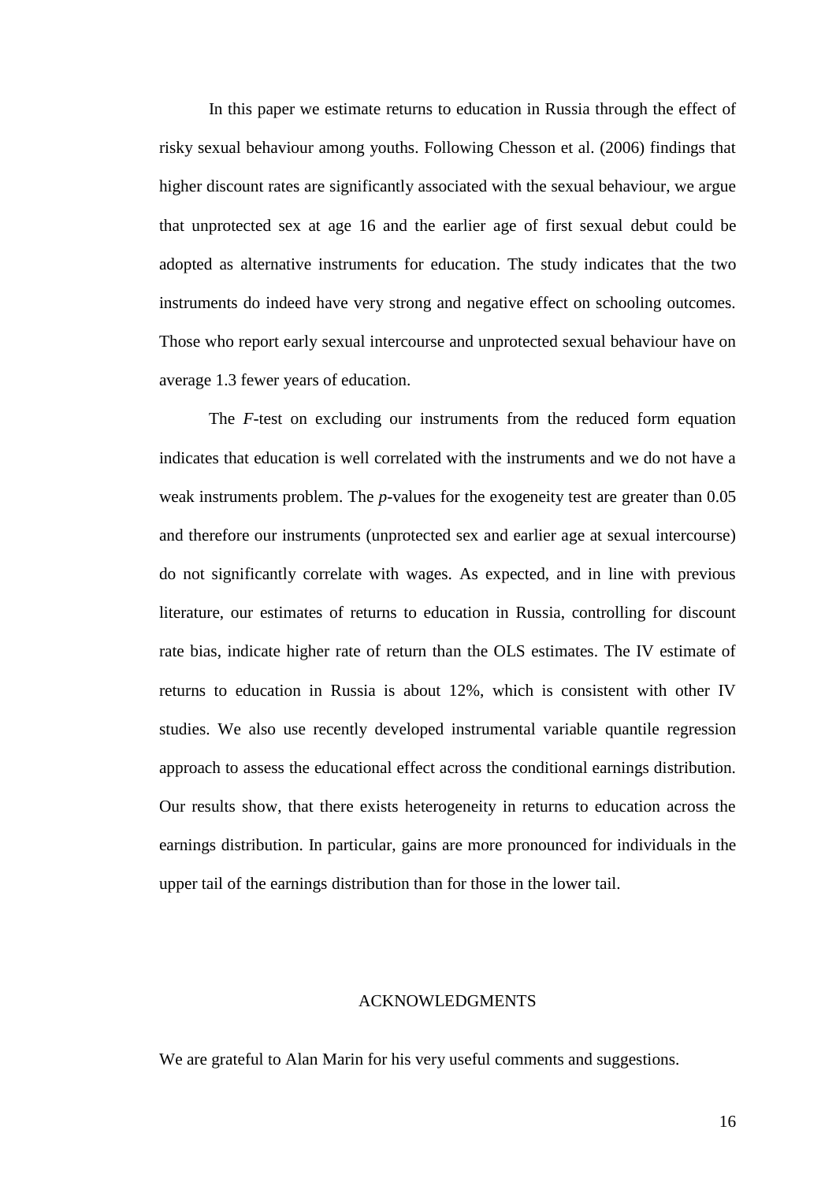In this paper we estimate returns to education in Russia through the effect of risky sexual behaviour among youths. Following Chesson et al. (2006) findings that higher discount rates are significantly associated with the sexual behaviour, we argue that unprotected sex at age 16 and the earlier age of first sexual debut could be adopted as alternative instruments for education. The study indicates that the two instruments do indeed have very strong and negative effect on schooling outcomes. Those who report early sexual intercourse and unprotected sexual behaviour have on average 1.3 fewer years of education.

The *F*-test on excluding our instruments from the reduced form equation indicates that education is well correlated with the instruments and we do not have a weak instruments problem. The *p*-values for the exogeneity test are greater than 0.05 and therefore our instruments (unprotected sex and earlier age at sexual intercourse) do not significantly correlate with wages. As expected, and in line with previous literature, our estimates of returns to education in Russia, controlling for discount rate bias, indicate higher rate of return than the OLS estimates. The IV estimate of returns to education in Russia is about 12%, which is consistent with other IV studies. We also use recently developed instrumental variable quantile regression approach to assess the educational effect across the conditional earnings distribution. Our results show, that there exists heterogeneity in returns to education across the earnings distribution. In particular, gains are more pronounced for individuals in the upper tail of the earnings distribution than for those in the lower tail.

## ACKNOWLEDGMENTS

We are grateful to Alan Marin for his very useful comments and suggestions.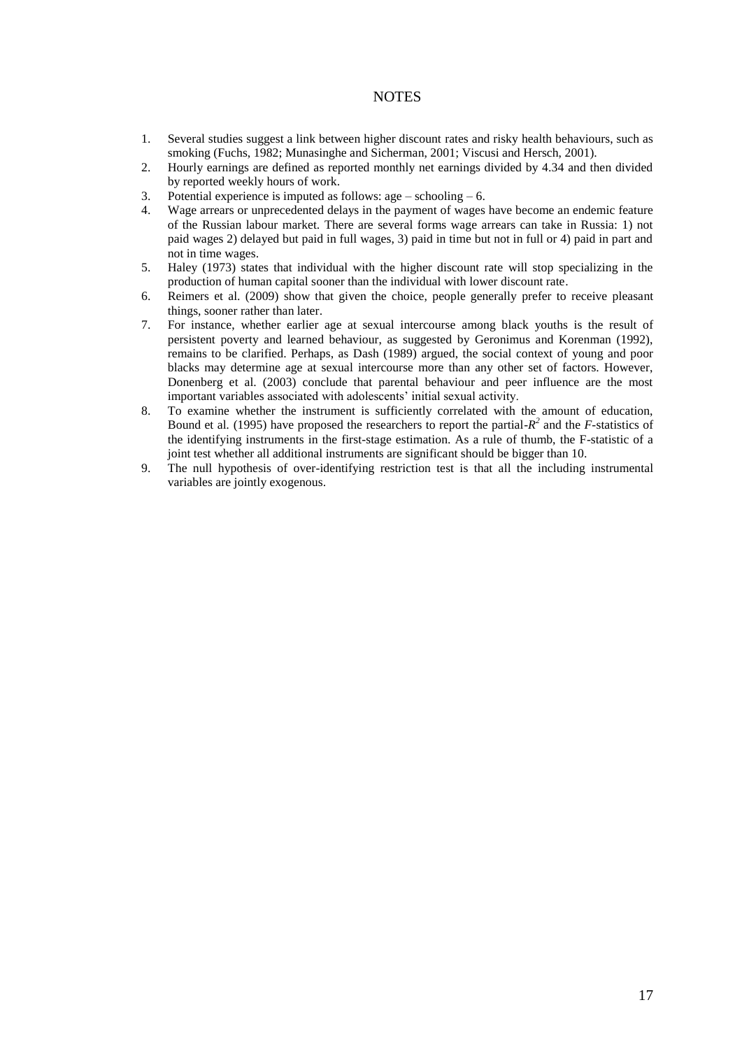# NOTES

1. Several studies suggest a link between higher discount rates and risky health behaviours, such as smoking (Fuchs, 1982; Munasinghe and Sicherman, 2001; Viscusi and Hersch, 2001).
2. Hourly earnings are defined as reported monthly net earnings divided by 4.34 and then divided by reported weekly hours of work.
3. Potential experience is imputed as follows: age – schooling – 6.
4. Wage arrears or unprecedented delays in the payment of wages have become an endemic feature of the Russian labour market. There are several forms wage arrears can take in Russia: 1) not paid wages 2) delayed but paid in full wages, 3) paid in time but not in full or 4) paid in part and not in time wages.
5. Haley (1973) states that individual with the higher discount rate will stop specializing in the production of human capital sooner than the individual with lower discount rate.
6. Reimers et al. (2009) show that given the choice, people generally prefer to receive pleasant things, sooner rather than later.
7. For instance, whether earlier age at sexual intercourse among black youths is the result of persistent poverty and learned behaviour, as suggested by Geronimus and Korenman (1992), remains to be clarified. Perhaps, as Dash (1989) argued, the social context of young and poor blacks may determine age at sexual intercourse more than any other set of factors. However, Donenberg et al. (2003) conclude that parental behaviour and peer influence are the most important variables associated with adolescents' initial sexual activity.
8. To examine whether the instrument is sufficiently correlated with the amount of education, Bound et al. (1995) have proposed the researchers to report the partial-$R^2$ and the $F$-statistics of the identifying instruments in the first-stage estimation. As a rule of thumb, the F-statistic of a joint test whether all additional instruments are significant should be bigger than 10.
9. The null hypothesis of over-identifying restriction test is that all the including instrumental variables are jointly exogenous.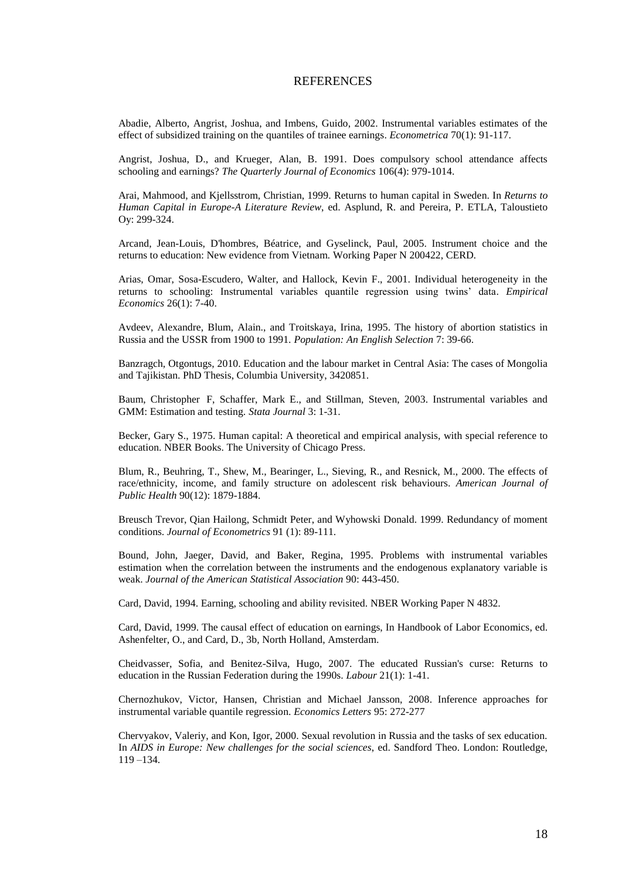# REFERENCES

Abadie, Alberto, Angrist, Joshua, and Imbens, Guido, 2002. Instrumental variables estimates of the effect of subsidized training on the quantiles of trainee earnings. *Econometrica* 70(1): 91-117.

Angrist, Joshua, D., and Krueger, Alan, B. 1991. Does compulsory school attendance affects schooling and earnings? *The Quarterly Journal of Economics* 106(4): 979-1014.

Arai, Mahmood, and Kjellsstrom, Christian, 1999. Returns to human capital in Sweden. In *Returns to Human Capital in Europe-A Literature Review*, ed. Asplund, R. and Pereira, P. ETLA, Taloustieto Oy: 299-324.

Arcand, Jean-Louis, D'hombres, Béatrice, and Gyselinck, Paul, 2005. Instrument choice and the returns to education: New evidence from Vietnam. Working Paper N 200422, CERD.

Arias, Omar, Sosa-Escudero, Walter, and Hallock, Kevin F., 2001. Individual heterogeneity in the returns to schooling: Instrumental variables quantile regression using twins' data. *Empirical Economics* 26(1): 7-40.

Avdeev, Alexandre, Blum, Alain., and Troitskaya, Irina, 1995. The history of abortion statistics in Russia and the USSR from 1900 to 1991. *Population: An English Selection* 7: 39-66.

Banzragch, Otgontugs, 2010. Education and the labour market in Central Asia: The cases of Mongolia and Tajikistan. PhD Thesis, Columbia University, 3420851.

Baum, Christopher F, Schaffer, Mark E., and Stillman, Steven, 2003. Instrumental variables and GMM: Estimation and testing. *Stata Journal* 3: 1-31.

Becker, Gary S., 1975. Human capital: A theoretical and empirical analysis, with special reference to education. NBER Books. The University of Chicago Press.

Blum, R., Beuhring, T., Shew, M., Bearinger, L., Sieving, R., and Resnick, M., 2000. The effects of race/ethnicity, income, and family structure on adolescent risk behaviours. *American Journal of Public Health* 90(12): 1879-1884.

Breusch Trevor, Qian Hailong, Schmidt Peter, and Wyhowski Donald. 1999. Redundancy of moment conditions. *Journal of Econometrics* 91 (1): 89-111.

Bound, John, Jaeger, David, and Baker, Regina, 1995. Problems with instrumental variables estimation when the correlation between the instruments and the endogenous explanatory variable is weak. *Journal of the American Statistical Association* 90: 443-450.

Card, David, 1994. Earning, schooling and ability revisited. NBER Working Paper N 4832.

Card, David, 1999. The causal effect of education on earnings, In Handbook of Labor Economics, ed. Ashenfelter, O., and Card, D., 3b, North Holland, Amsterdam.

Cheidvasser, Sofia, and Benitez-Silva, Hugo, 2007. The educated Russian's curse: Returns to education in the Russian Federation during the 1990s. *Labour* 21(1): 1-41.

Chernozhukov, Victor, Hansen, Christian and Michael Jansson, 2008. Inference approaches for instrumental variable quantile regression. *Economics Letters* 95: 272-277

Chervyakov, Valeriy, and Kon, Igor, 2000. Sexual revolution in Russia and the tasks of sex education. In *AIDS in Europe: New challenges for the social sciences*, ed. Sandford Theo. London: Routledge, 119 –134.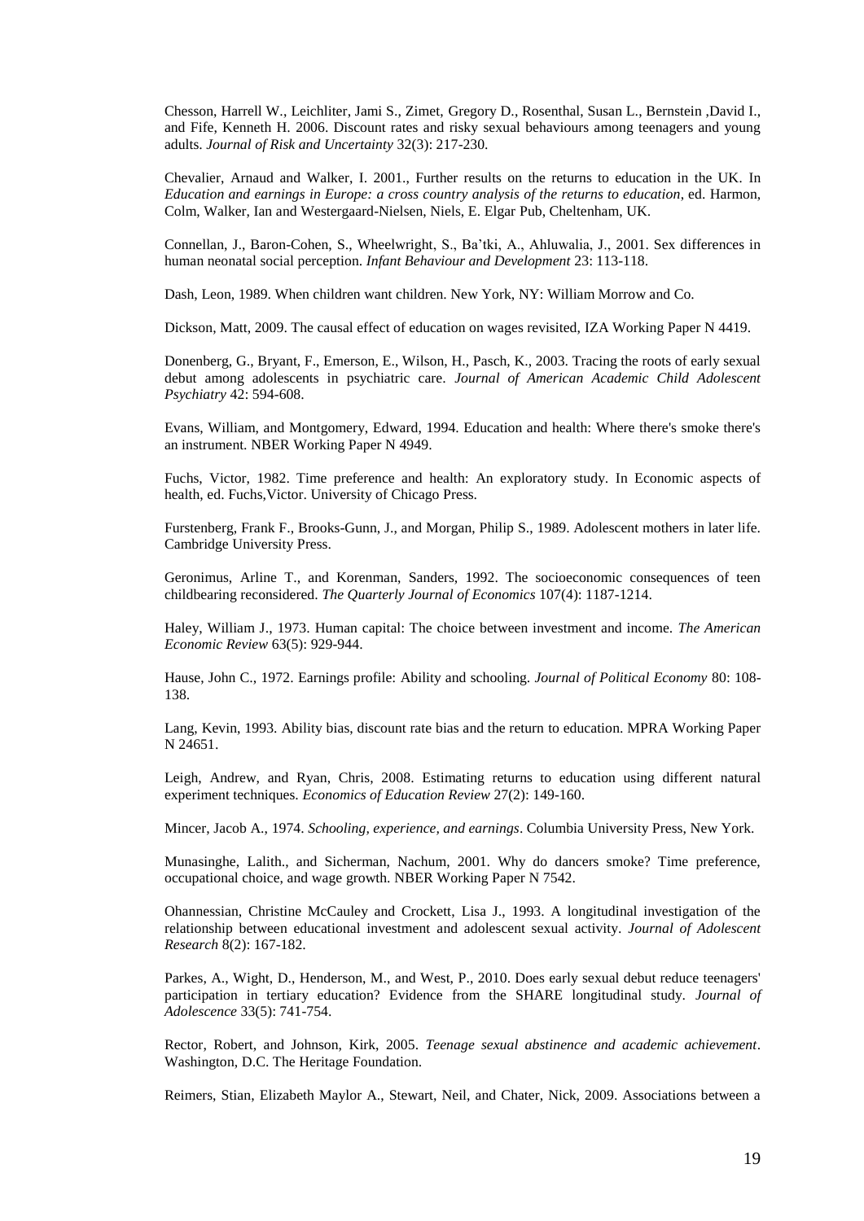Chesson, Harrell W., Leichliter, Jami S., Zimet, Gregory D., Rosenthal, Susan L., Bernstein ,David I., and Fife, Kenneth H. 2006. Discount rates and risky sexual behaviours among teenagers and young adults. *Journal of Risk and Uncertainty* 32(3): 217-230.

Chevalier, Arnaud and Walker, I. 2001., Further results on the returns to education in the UK. In *Education and earnings in Europe: a cross country analysis of the returns to education*, ed. Harmon, Colm, Walker, Ian and Westergaard-Nielsen, Niels, E. Elgar Pub, Cheltenham, UK.

Connellan, J., Baron-Cohen, S., Wheelwright, S., Ba'tki, A., Ahluwalia, J., 2001. Sex differences in human neonatal social perception. *Infant Behaviour and Development* 23: 113-118.

Dash, Leon, 1989. When children want children. New York, NY: William Morrow and Co.

Dickson, Matt, 2009. The causal effect of education on wages revisited, IZA Working Paper N 4419.

Donenberg, G., Bryant, F., Emerson, E., Wilson, H., Pasch, K., 2003. Tracing the roots of early sexual debut among adolescents in psychiatric care. *Journal of American Academic Child Adolescent Psychiatry* 42: 594-608.

Evans, William, and Montgomery, Edward, 1994. Education and health: Where there's smoke there's an instrument. NBER Working Paper N 4949.

Fuchs, Victor, 1982. Time preference and health: An exploratory study. In Economic aspects of health, ed. Fuchs,Victor. University of Chicago Press.

Furstenberg, Frank F., Brooks-Gunn, J., and Morgan, Philip S., 1989. Adolescent mothers in later life. Cambridge University Press.

Geronimus, Arline T., and Korenman, Sanders, 1992. The socioeconomic consequences of teen childbearing reconsidered. *The Quarterly Journal of Economics* 107(4): 1187-1214.

Haley, William J., 1973. Human capital: The choice between investment and income. *The American Economic Review* 63(5): 929-944.

Hause, John C., 1972. Earnings profile: Ability and schooling. *Journal of Political Economy* 80: 108-138.

Lang, Kevin, 1993. Ability bias, discount rate bias and the return to education. MPRA Working Paper N 24651.

Leigh, Andrew, and Ryan, Chris, 2008. Estimating returns to education using different natural experiment techniques. *Economics of Education Review* 27(2): 149-160.

Mincer, Jacob A., 1974. *Schooling, experience, and earnings*. Columbia University Press, New York.

Munasinghe, Lalith., and Sicherman, Nachum, 2001. Why do dancers smoke? Time preference, occupational choice, and wage growth. NBER Working Paper N 7542.

Ohannessian, Christine McCauley and Crockett, Lisa J., 1993. A longitudinal investigation of the relationship between educational investment and adolescent sexual activity. *Journal of Adolescent Research* 8(2): 167-182.

Parkes, A., Wight, D., Henderson, M., and West, P., 2010. Does early sexual debut reduce teenagers' participation in tertiary education? Evidence from the SHARE longitudinal study. *Journal of Adolescence* 33(5): 741-754.

Rector, Robert, and Johnson, Kirk, 2005. *Teenage sexual abstinence and academic achievement*. Washington, D.C. The Heritage Foundation.

Reimers, Stian, Elizabeth Maylor A., Stewart, Neil, and Chater, Nick, 2009. Associations between a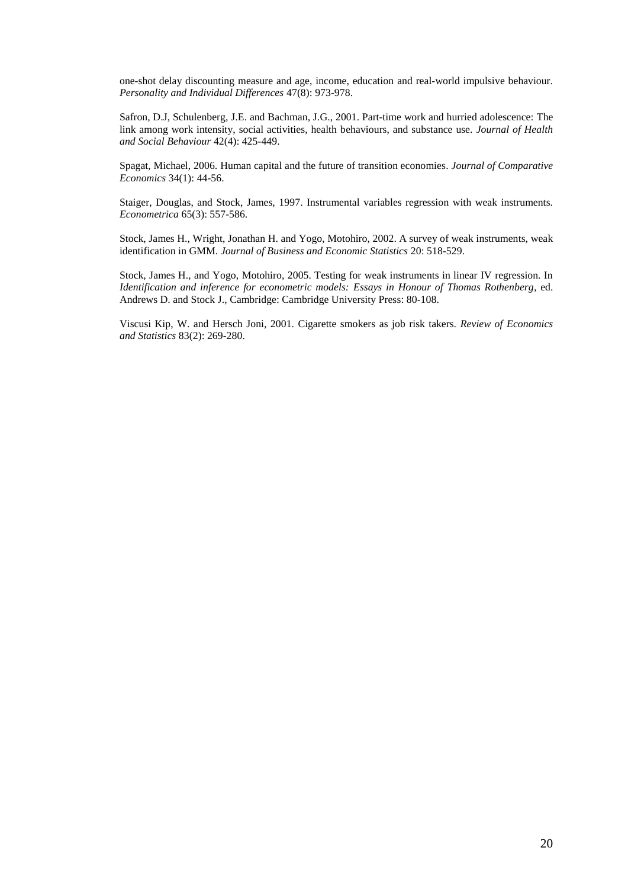one-shot delay discounting measure and age, income, education and real-world impulsive behaviour. *Personality and Individual Differences* 47(8): 973-978.

Safron, D.J, Schulenberg, J.E. and Bachman, J.G., 2001. Part-time work and hurried adolescence: The link among work intensity, social activities, health behaviours, and substance use. *Journal of Health and Social Behaviour* 42(4): 425-449.

Spagat, Michael, 2006. Human capital and the future of transition economies. *Journal of Comparative Economics* 34(1): 44-56.

Staiger, Douglas, and Stock, James, 1997. Instrumental variables regression with weak instruments. *Econometrica* 65(3): 557-586.

Stock, James H., Wright, Jonathan H. and Yogo, Motohiro, 2002. A survey of weak instruments, weak identification in GMM. *Journal of Business and Economic Statistics* 20: 518-529.

Stock, James H., and Yogo, Motohiro, 2005. Testing for weak instruments in linear IV regression. In *Identification and inference for econometric models: Essays in Honour of Thomas Rothenberg*, ed. Andrews D. and Stock J., Cambridge: Cambridge University Press: 80-108.

Viscusi Kip, W. and Hersch Joni, 2001. Cigarette smokers as job risk takers. *Review of Economics and Statistics* 83(2): 269-280.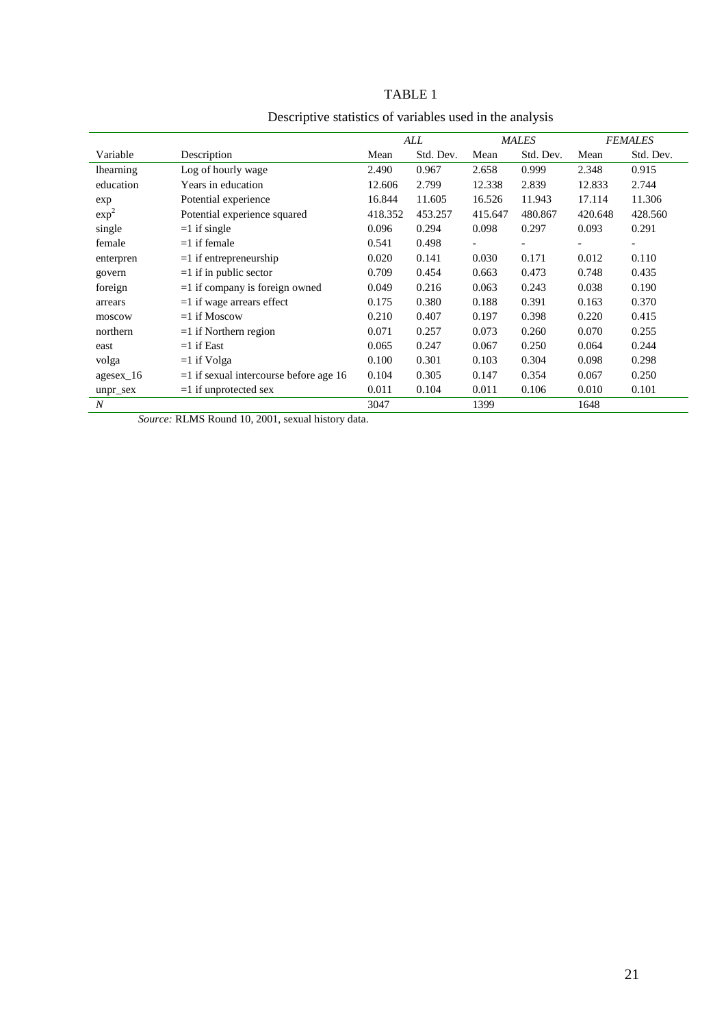TABLE 1

Descriptive statistics of variables used in the analysis

| | | *ALL* | | *MALES* | | *FEMALES* | |
|---|---|---|---|---|---|---|---|
| Variable | Description | Mean | Std. Dev. | Mean | Std. Dev. | Mean | Std. Dev. |
| lhearning | Log of hourly wage | 2.490 | 0.967 | 2.658 | 0.999 | 2.348 | 0.915 |
| education | Years in education | 12.606 | 2.799 | 12.338 | 2.839 | 12.833 | 2.744 |
| exp | Potential experience | 16.844 | 11.605 | 16.526 | 11.943 | 17.114 | 11.306 |
| $\exp^2$ | Potential experience squared | 418.352 | 453.257 | 415.647 | 480.867 | 420.648 | 428.560 |
| single | =1 if single | 0.096 | 0.294 | 0.098 | 0.297 | 0.093 | 0.291 |
| female | =1 if female | 0.541 | 0.498 | - | - | - | - |
| enterpren | =1 if entrepreneurship | 0.020 | 0.141 | 0.030 | 0.171 | 0.012 | 0.110 |
| govern | =1 if in public sector | 0.709 | 0.454 | 0.663 | 0.473 | 0.748 | 0.435 |
| foreign | =1 if company is foreign owned | 0.049 | 0.216 | 0.063 | 0.243 | 0.038 | 0.190 |
| arrears | =1 if wage arrears effect | 0.175 | 0.380 | 0.188 | 0.391 | 0.163 | 0.370 |
| moscow | =1 if Moscow | 0.210 | 0.407 | 0.197 | 0.398 | 0.220 | 0.415 |
| northern | =1 if Northern region | 0.071 | 0.257 | 0.073 | 0.260 | 0.070 | 0.255 |
| east | =1 if East | 0.065 | 0.247 | 0.067 | 0.250 | 0.064 | 0.244 |
| volga | =1 if Volga | 0.100 | 0.301 | 0.103 | 0.304 | 0.098 | 0.298 |
| agesex_16 | =1 if sexual intercourse before age 16 | 0.104 | 0.305 | 0.147 | 0.354 | 0.067 | 0.250 |
| unpr_sex | =1 if unprotected sex | 0.011 | 0.104 | 0.011 | 0.106 | 0.010 | 0.101 |
| *N* | | 3047 | | 1399 | | 1648 | |

*Source:* RLMS Round 10, 2001, sexual history data.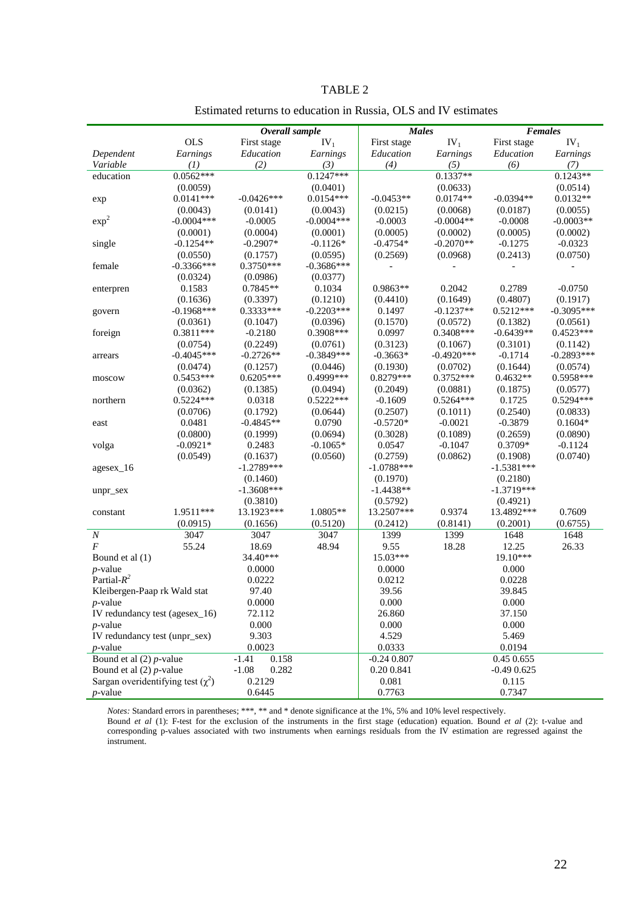TABLE 2

Estimated returns to education in Russia, OLS and IV estimates

| | *Overall sample* | | | *Males* | | *Females* | |
|---|---|---|---|---|---|---|---|
| | OLS | First stage | $IV_1$ | First stage | $IV_1$ | First stage | $IV_1$ |
| *Dependent* | *Earnings* | *Education* | *Earnings* | *Education* | *Earnings* | *Education* | *Earnings* |
| *Variable* | *(1)* | *(2)* | *(3)* | *(4)* | *(5)* | *(6)* | *(7)* |
| education | 0.0562*** | | 0.1247*** | | 0.1337** | | 0.1243** |
| | (0.0059) | | (0.0401) | | (0.0633) | | (0.0514) |
| exp | 0.0141*** | -0.0426*** | 0.0154*** | -0.0453** | 0.0174** | -0.0394** | 0.0132** |
| | (0.0043) | (0.0141) | (0.0043) | (0.0215) | (0.0068) | (0.0187) | (0.0055) |
| $exp^2$ | -0.0004*** | -0.0005 | -0.0004*** | -0.0003 | -0.0004** | -0.0008 | -0.0003** |
| | (0.0001) | (0.0004) | (0.0001) | (0.0005) | (0.0002) | (0.0005) | (0.0002) |
| single | -0.1254** | -0.2907* | -0.1126* | -0.4754* | -0.2070** | -0.1275 | -0.0323 |
| | (0.0550) | (0.1757) | (0.0595) | (0.2569) | (0.0968) | (0.2413) | (0.0750) |
| female | -0.3366*** | 0.3750*** | -0.3686*** | - | - | - | - |
| | (0.0324) | (0.0986) | (0.0377) | | | | |
| enterpren | 0.1583 | 0.7845** | 0.1034 | 0.9863** | 0.2042 | 0.2789 | -0.0750 |
| | (0.1636) | (0.3397) | (0.1210) | (0.4410) | (0.1649) | (0.4807) | (0.1917) |
| govern | -0.1968*** | 0.3333*** | -0.2203*** | 0.1497 | -0.1237** | 0.5212*** | -0.3095*** |
| | (0.0361) | (0.1047) | (0.0396) | (0.1570) | (0.0572) | (0.1382) | (0.0561) |
| foreign | 0.3811*** | -0.2180 | 0.3908*** | 0.0997 | 0.3408*** | -0.6439** | 0.4523*** |
| | (0.0754) | (0.2249) | (0.0761) | (0.3123) | (0.1067) | (0.3101) | (0.1142) |
| arrears | -0.4045*** | -0.2726** | -0.3849*** | -0.3663* | -0.4920*** | -0.1714 | -0.2893*** |
| | (0.0474) | (0.1257) | (0.0446) | (0.1930) | (0.0702) | (0.1644) | (0.0574) |
| moscow | 0.5453*** | 0.6205*** | 0.4999*** | 0.8279*** | 0.3752*** | 0.4632** | 0.5958*** |
| | (0.0362) | (0.1385) | (0.0494) | (0.2049) | (0.0881) | (0.1875) | (0.0577) |
| northern | 0.5224*** | 0.0318 | 0.5222*** | -0.1609 | 0.5264*** | 0.1725 | 0.5294*** |
| | (0.0706) | (0.1792) | (0.0644) | (0.2507) | (0.1011) | (0.2540) | (0.0833) |
| east | 0.0481 | -0.4845** | 0.0790 | -0.5720* | -0.0021 | -0.3879 | 0.1604* |
| | (0.0800) | (0.1999) | (0.0694) | (0.3028) | (0.1089) | (0.2659) | (0.0890) |
| volga | -0.0921* | 0.2483 | -0.1065* | 0.0547 | -0.1047 | 0.3709* | -0.1124 |
| | (0.0549) | (0.1637) | (0.0560) | (0.2759) | (0.0862) | (0.1908) | (0.0740) |
| agesex_16 | | -1.2789*** | | -1.0788*** | | -1.5381*** | |
| | | (0.1460) | | (0.1970) | | (0.2180) | |
| unpr_sex | | -1.3608*** | | -1.4438** | | -1.3719*** | |
| | | (0.3810) | | (0.5792) | | (0.4921) | |
| constant | 1.9511*** | 13.1923*** | 1.0805** | 13.2507*** | 0.9374 | 13.4892*** | 0.7609 |
| | (0.0915) | (0.1656) | (0.5120) | (0.2412) | (0.8141) | (0.2001) | (0.6755) |
| $N$ | 3047 | 3047 | 3047 | 1399 | 1399 | 1648 | 1648 |
| $F$ | 55.24 | 18.69 | 48.94 | 9.55 | 18.28 | 12.25 | 26.33 |
| Bound et al (1) | | 34.40*** | | 15.03*** | | 19.10*** | |
| $p$-value | | 0.0000 | | 0.0000 | | 0.000 | |
| Partial-$R^2$ | | 0.0222 | | 0.0212 | | 0.0228 | |
| Kleibergen-Paap rk Wald stat | | 97.40 | | 39.56 | | 39.845 | |
| $p$-value | | 0.0000 | | 0.000 | | 0.000 | |
| IV redundancy test (agesex_16) | | 72.112 | | 26.860 | | 37.150 | |
| $p$-value | | 0.000 | | 0.000 | | 0.000 | |
| IV redundancy test (unpr_sex) | | 9.303 | | 4.529 | | 5.469 | |
| $p$-value | | 0.0023 | | 0.0333 | | 0.0194 | |
| Bound et al (2) $p$-value | | -1.41 0.158 | | -0.24 0.807 | | 0.45 0.655 | |
| Bound et al (2) $p$-value | | -1.08 0.282 | | 0.20 0.841 | | -0.49 0.625 | |
| Sargan overidentifying test ($\chi^2$) | | 0.2129 | | 0.081 | | 0.115 | |
| $p$-value | | 0.6445 | | 0.7763 | | 0.7347 | |

*Notes:* Standard errors in parentheses; ***, ** and * denote significance at the 1%, 5% and 10% level respectively.
Bound *et al* (1): F-test for the exclusion of the instruments in the first stage (education) equation. Bound *et al* (2): t-value and corresponding p-values associated with two instruments when earnings residuals from the IV estimation are regressed against the instrument.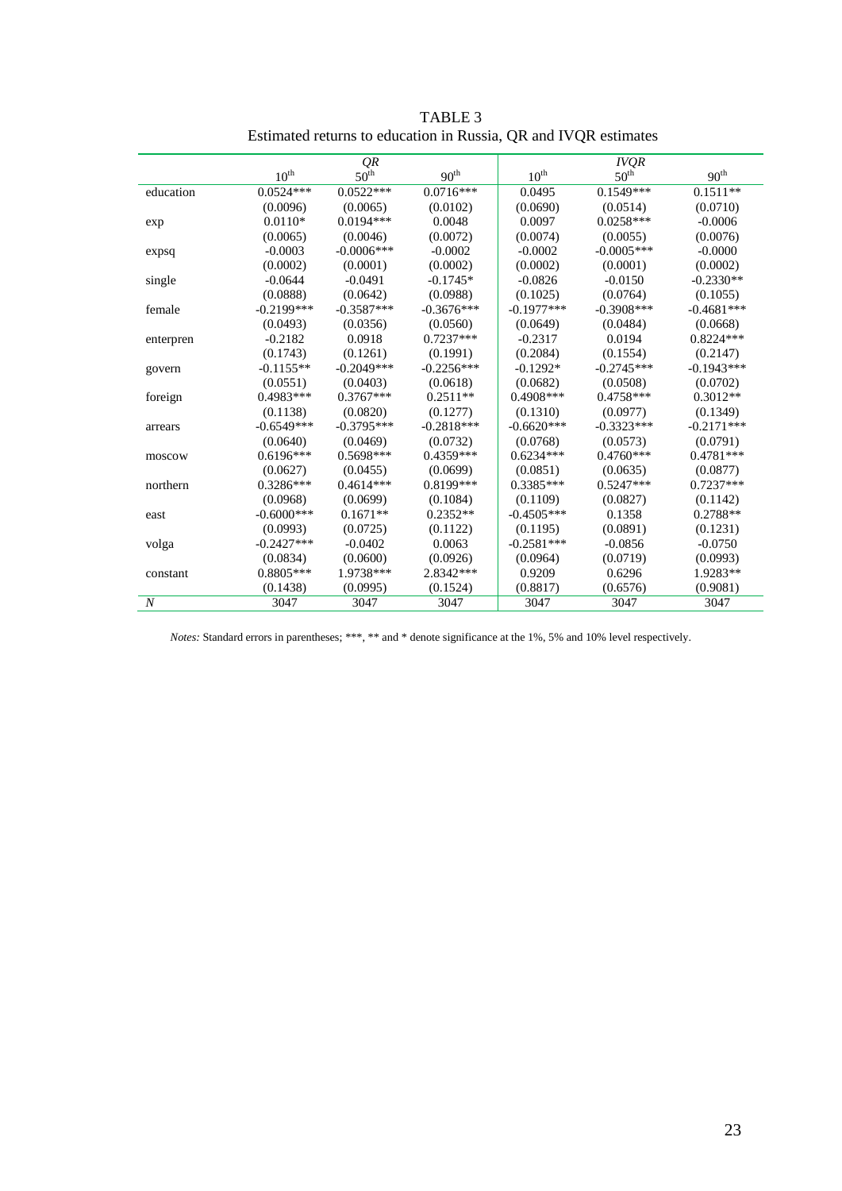TABLE 3

Estimated returns to education in Russia, QR and IVQR estimates

| | *QR* | | | *IVQR* | | |
|---|---|---|---|---|---|---|
| | 10th | 50th | 90th | 10th | 50th | 90th |
| education | 0.0524*** | 0.0522*** | 0.0716*** | 0.0495 | 0.1549*** | 0.1511** |
| | (0.0096) | (0.0065) | (0.0102) | (0.0690) | (0.0514) | (0.0710) |
| exp | 0.0110* | 0.0194*** | 0.0048 | 0.0097 | 0.0258*** | -0.0006 |
| | (0.0065) | (0.0046) | (0.0072) | (0.0074) | (0.0055) | (0.0076) |
| expsq | -0.0003 | -0.0006*** | -0.0002 | -0.0002 | -0.0005*** | -0.0000 |
| | (0.0002) | (0.0001) | (0.0002) | (0.0002) | (0.0001) | (0.0002) |
| single | -0.0644 | -0.0491 | -0.1745* | -0.0826 | -0.0150 | -0.2330** |
| | (0.0888) | (0.0642) | (0.0988) | (0.1025) | (0.0764) | (0.1055) |
| female | -0.2199*** | -0.3587*** | -0.3676*** | -0.1977*** | -0.3908*** | -0.4681*** |
| | (0.0493) | (0.0356) | (0.0560) | (0.0649) | (0.0484) | (0.0668) |
| enterpren | -0.2182 | 0.0918 | 0.7237*** | -0.2317 | 0.0194 | 0.8224*** |
| | (0.1743) | (0.1261) | (0.1991) | (0.2084) | (0.1554) | (0.2147) |
| govern | -0.1155** | -0.2049*** | -0.2256*** | -0.1292* | -0.2745*** | -0.1943*** |
| | (0.0551) | (0.0403) | (0.0618) | (0.0682) | (0.0508) | (0.0702) |
| foreign | 0.4983*** | 0.3767*** | 0.2511** | 0.4908*** | 0.4758*** | 0.3012** |
| | (0.1138) | (0.0820) | (0.1277) | (0.1310) | (0.0977) | (0.1349) |
| arrears | -0.6549*** | -0.3795*** | -0.2818*** | -0.6620*** | -0.3323*** | -0.2171*** |
| | (0.0640) | (0.0469) | (0.0732) | (0.0768) | (0.0573) | (0.0791) |
| moscow | 0.6196*** | 0.5698*** | 0.4359*** | 0.6234*** | 0.4760*** | 0.4781*** |
| | (0.0627) | (0.0455) | (0.0699) | (0.0851) | (0.0635) | (0.0877) |
| northern | 0.3286*** | 0.4614*** | 0.8199*** | 0.3385*** | 0.5247*** | 0.7237*** |
| | (0.0968) | (0.0699) | (0.1084) | (0.1109) | (0.0827) | (0.1142) |
| east | -0.6000*** | 0.1671** | 0.2352** | -0.4505*** | 0.1358 | 0.2788** |
| | (0.0993) | (0.0725) | (0.1122) | (0.1195) | (0.0891) | (0.1231) |
| volga | -0.2427*** | -0.0402 | 0.0063 | -0.2581*** | -0.0856 | -0.0750 |
| | (0.0834) | (0.0600) | (0.0926) | (0.0964) | (0.0719) | (0.0993) |
| constant | 0.8805*** | 1.9738*** | 2.8342*** | 0.9209 | 0.6296 | 1.9283** |
| | (0.1438) | (0.0995) | (0.1524) | (0.8817) | (0.6576) | (0.9081) |
| *N* | 3047 | 3047 | 3047 | 3047 | 3047 | 3047 |

*Notes:* Standard errors in parentheses; ***, ** and * denote significance at the 1%, 5% and 10% level respectively.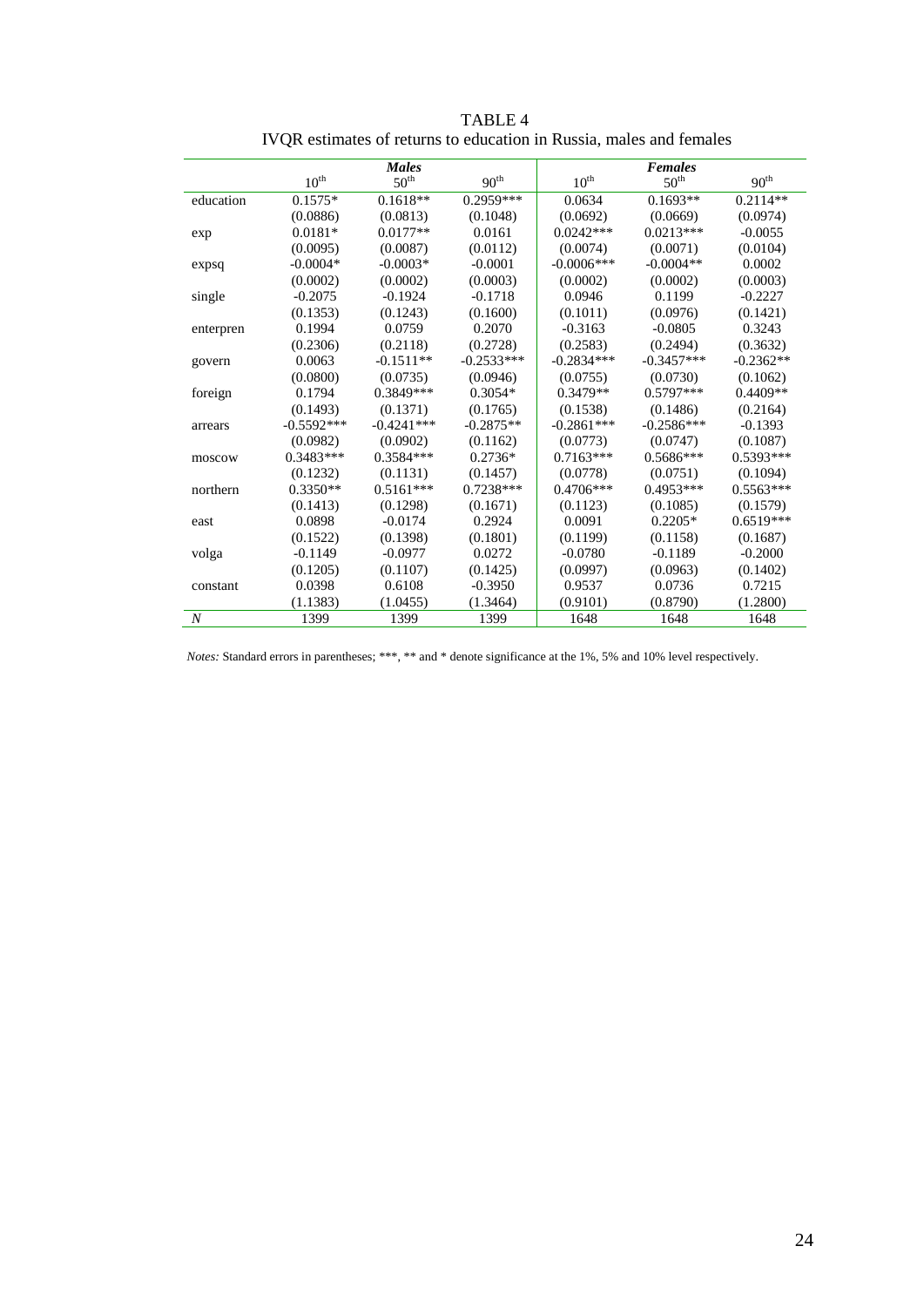TABLE 4

IVQR estimates of returns to education in Russia, males and females

| | *Males* | | | *Females* | | |
|---|---|---|---|---|---|---|
| | 10th | 50th | 90th | 10th | 50th | 90th |
| education | 0.1575* | 0.1618** | 0.2959*** | 0.0634 | 0.1693** | 0.2114** |
| | (0.0886) | (0.0813) | (0.1048) | (0.0692) | (0.0669) | (0.0974) |
| exp | 0.0181* | 0.0177** | 0.0161 | 0.0242*** | 0.0213*** | -0.0055 |
| | (0.0095) | (0.0087) | (0.0112) | (0.0074) | (0.0071) | (0.0104) |
| expsq | -0.0004* | -0.0003* | -0.0001 | -0.0006*** | -0.0004** | 0.0002 |
| | (0.0002) | (0.0002) | (0.0003) | (0.0002) | (0.0002) | (0.0003) |
| single | -0.2075 | -0.1924 | -0.1718 | 0.0946 | 0.1199 | -0.2227 |
| | (0.1353) | (0.1243) | (0.1600) | (0.1011) | (0.0976) | (0.1421) |
| enterpren | 0.1994 | 0.0759 | 0.2070 | -0.3163 | -0.0805 | 0.3243 |
| | (0.2306) | (0.2118) | (0.2728) | (0.2583) | (0.2494) | (0.3632) |
| govern | 0.0063 | -0.1511** | -0.2533*** | -0.2834*** | -0.3457*** | -0.2362** |
| | (0.0800) | (0.0735) | (0.0946) | (0.0755) | (0.0730) | (0.1062) |
| foreign | 0.1794 | 0.3849*** | 0.3054* | 0.3479** | 0.5797*** | 0.4409** |
| | (0.1493) | (0.1371) | (0.1765) | (0.1538) | (0.1486) | (0.2164) |
| arrears | -0.5592*** | -0.4241*** | -0.2875** | -0.2861*** | -0.2586*** | -0.1393 |
| | (0.0982) | (0.0902) | (0.1162) | (0.0773) | (0.0747) | (0.1087) |
| moscow | 0.3483*** | 0.3584*** | 0.2736* | 0.7163*** | 0.5686*** | 0.5393*** |
| | (0.1232) | (0.1131) | (0.1457) | (0.0778) | (0.0751) | (0.1094) |
| northern | 0.3350** | 0.5161*** | 0.7238*** | 0.4706*** | 0.4953*** | 0.5563*** |
| | (0.1413) | (0.1298) | (0.1671) | (0.1123) | (0.1085) | (0.1579) |
| east | 0.0898 | -0.0174 | 0.2924 | 0.0091 | 0.2205* | 0.6519*** |
| | (0.1522) | (0.1398) | (0.1801) | (0.1199) | (0.1158) | (0.1687) |
| volga | -0.1149 | -0.0977 | 0.0272 | -0.0780 | -0.1189 | -0.2000 |
| | (0.1205) | (0.1107) | (0.1425) | (0.0997) | (0.0963) | (0.1402) |
| constant | 0.0398 | 0.6108 | -0.3950 | 0.9537 | 0.0736 | 0.7215 |
| | (1.1383) | (1.0455) | (1.3464) | (0.9101) | (0.8790) | (1.2800) |
| *N* | 1399 | 1399 | 1399 | 1648 | 1648 | 1648 |

*Notes:* Standard errors in parentheses; ***, ** and * denote significance at the 1%, 5% and 10% level respectively.